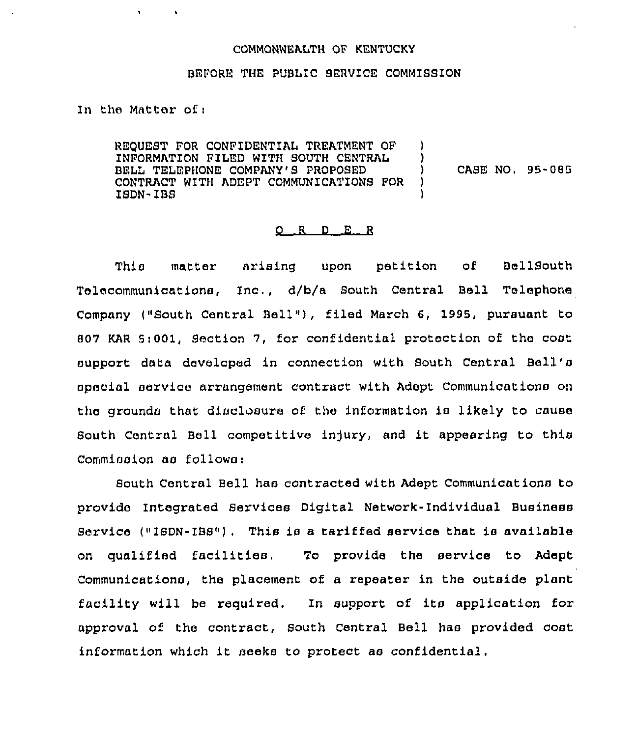COMMONWEALTH OF KENTUCKY

BEFORE THE PUBLIC SERVICE COMMISSION

In the Matter of:

REQUEST FOR CONFIDENTIAL TREATMENT OF INFORMATION FILED WITH SOUTH CENTRAL BELL TELEPHONE COMPANY'S PROPOSED CONTRACT WITH ADEPT COMMUNICATIONS FOR ISDN-IBS ) CASE NO. 95-085

## O R D E R

This matter arising upon petition of BellSouth Telecommunications, Inc., d/b/a South Central Bell Telephone Company ("South Central Bell"), filed March 6, 1995, pursuant to 807 KAR 5:001, Section 7, for confidential protection of the cost support data developed in connection with South Central Bell's special service arrangement contract with Adept Communications on the grounds that disclosure of the information is likely to cause South Central Bell competitive injury, and it appearing to this Commission as follows:

South Central Bell has contracted with Adept Communications to provide Integrated Services Digital Network-Individual Business Service ("ISDN-IBS"). This is a tariffed service that is available on qualified facilities. To provide the service to Adept Communications, the placement of a repeater in the outside plant facility will be required. In support of its application for approval of the contract, South Central Bell has provided cost information which it seeks to protect as confidential.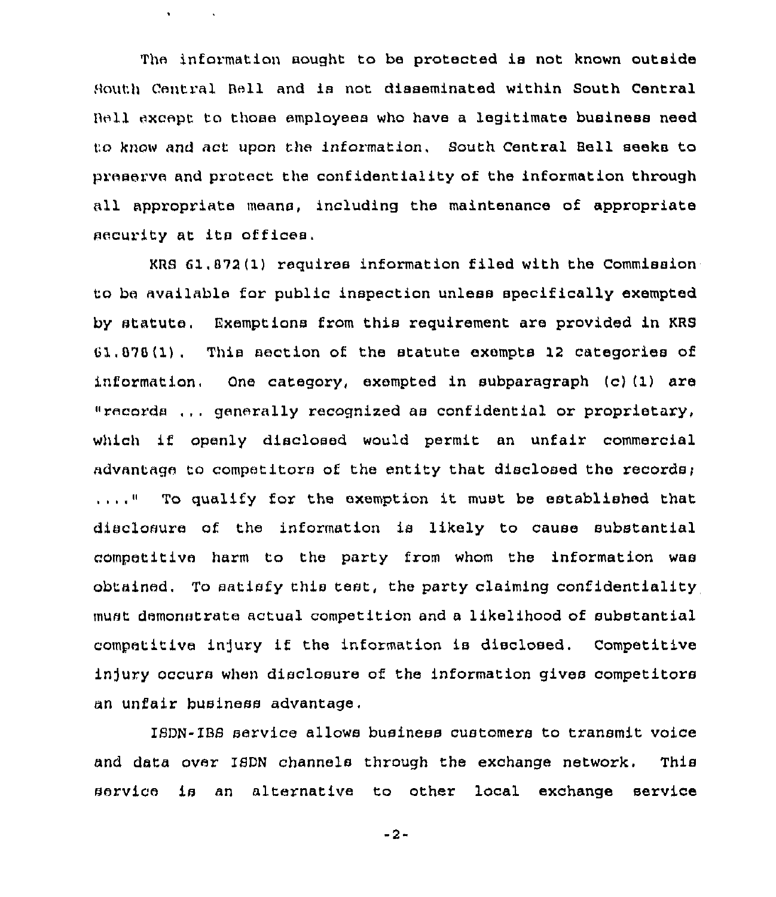The information sought to be protected is not known outside South Central Bell and is not disseminated within South Central Bell except to those employees who have a legitimate business need to know and act upon the information. South Central Bell seeks to preserve and protect the confidentiality of the information through all appropriate means, including the maintenance of appropriate security at its offices.

KRS 61.872(1) requires information filed with the Commission to be available for public inspection unless specifically exempted by statute. Exemptions from this requirement are provided in KRS 61.878(1). This section of the statute exempts 12 categories of information. One category, exempted in subparagraph (c)(1) are "records ... generally recognized as confidential or proprietary, which if openly disclosed would permit an unfair commercial advantage to competitors of the entity that disclosed the records; ...." To qualify for the exemption it must be established that disclosure of the information is likely to cause substantial competitive harm to the party from whom the information was obtained. To satisfy this test, the party claiming confidentiality must demonstrate actual competition and a likelihood of substantial competitive injury if the information is disclosed. Competitive injury occurs when disclosure of the information gives competitors an unfair business advantage.

ISDN-IBS service allows business customers to transmit voice and data over ISDN channels through the exchange network. This service is an alternative to other local exchange service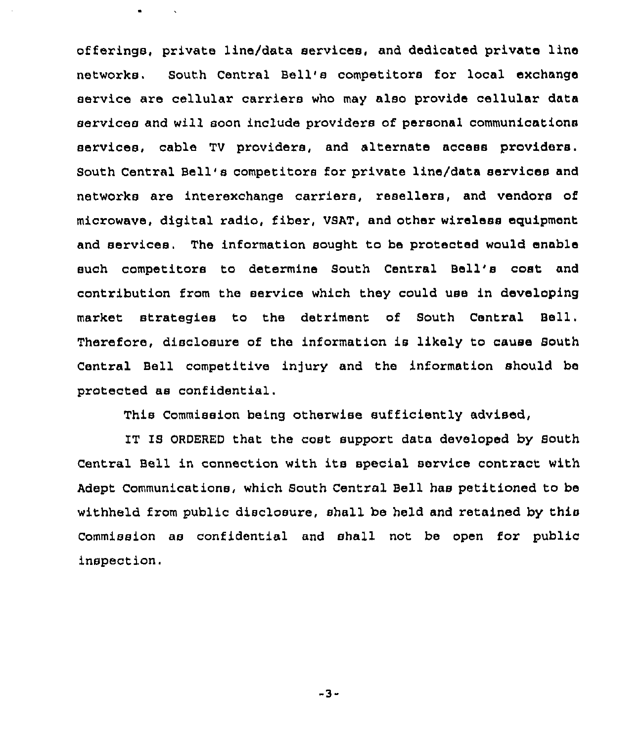offerings, private line/data services, and dedicated private line networks. South Central Bell's competitors for local exchange service are cellular carriers who may also provide cellular data services and will soon include providers of personal communications services, cable TV providers, and alternate access providers. South Central Bell's competitors for private line/data services and networks are interexchange carriers, resellers, and vendors of microwave, digital radio, fiber, VSAT, and other wireless equipment and services. The information sought to be protected would enable such competitors to determine South Central Bell's cost and contribution from the service which they could use in developing market strategies to the detriment of South Central Bell. Therefore, disclosure of the information is likely to cause South Central Bell competitive injury and the information should be protected as confidential.

This Commission being otherwise sufficiently advised,

IT IS ORDERED that the cost support data developed by South Central Bell in connection with its special service contract with Adept Communications, which South Central Bell has petitioned to be withheld from public disclosure, shall be held and retained by this Commission as confidential and shall not be open for public inspection.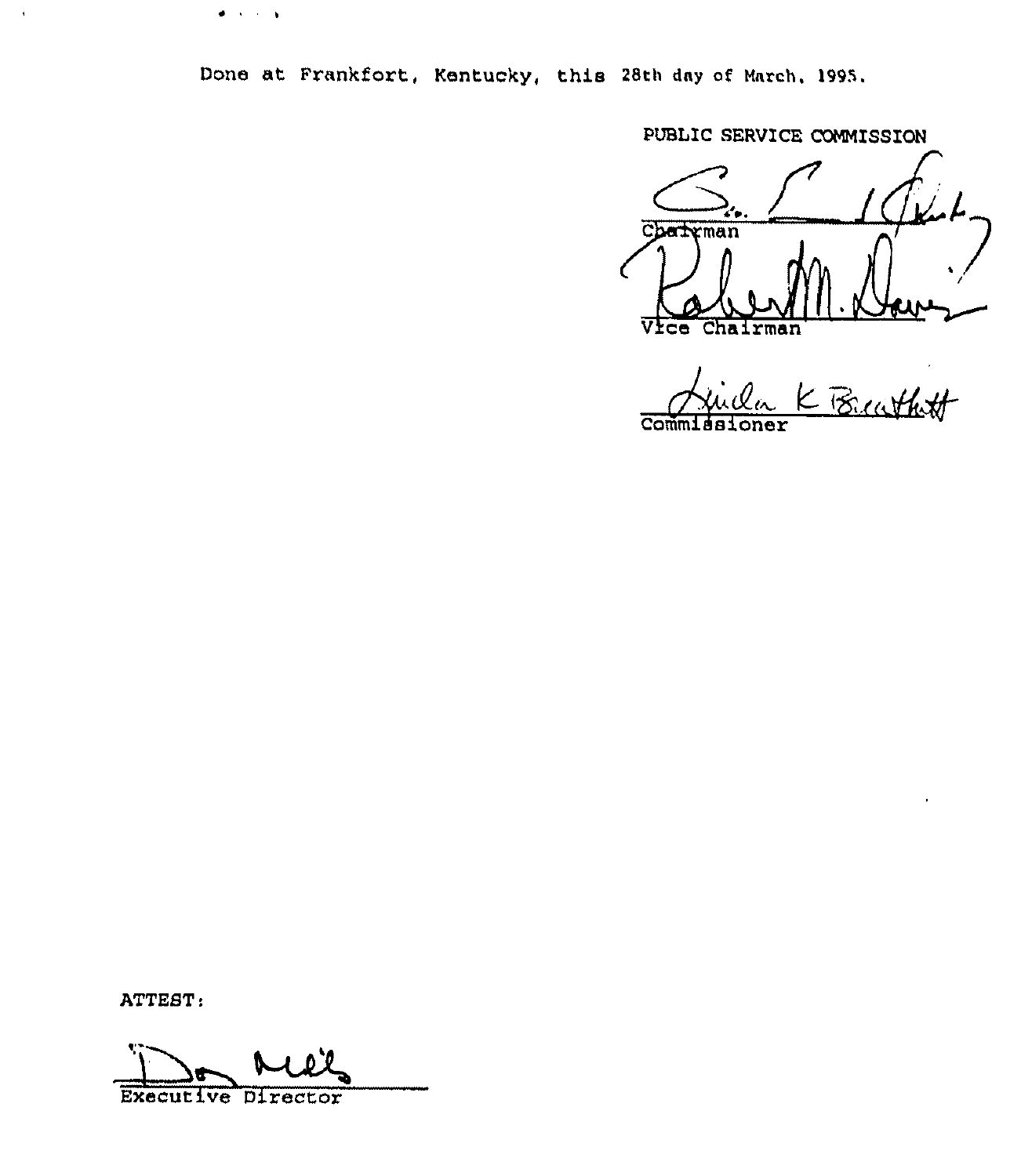Done at Frankfort, Kentucky, this 28th day of March, 1995.

PUBLIC SERVICE COMMISSION

Chairman

Vice Chairman

Commissioner

ATTEST:

Executive Director